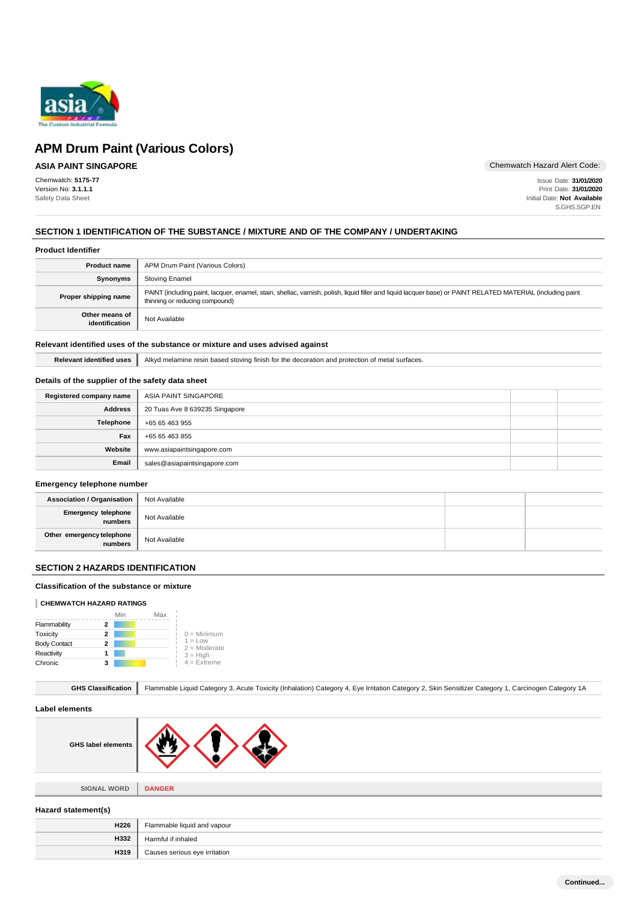# APM Drum Paint (Various Colors)

**ASIA PAINT SINGAPORE**

Chemwatch Hazard Alert Code:

Chemwatch: **5175-77**
Version No: **3.1.1.1**
Safety Data Sheet

Issue Date: **31/01/2020**
Print Date: **31/01/2020**
Initial Date: **Not Available**
S.GHS.SGP.EN

## SECTION 1 IDENTIFICATION OF THE SUBSTANCE / MIXTURE AND OF THE COMPANY / UNDERTAKING

### Product Identifier

| | |
|---|---|
| **Product name** | APM Drum Paint (Various Colors) |
| **Synonyms** | Stoving Enamel |
| **Proper shipping name** | PAINT (including paint, lacquer, enamel, stain, shellac, varnish, polish, liquid filler and liquid lacquer base) or PAINT RELATED MATERIAL (including paint thinning or reducing compound) |
| **Other means of identification** | Not Available |

### Relevant identified uses of the substance or mixture and uses advised against

| | |
|---|---|
| **Relevant identified uses** | Alkyd melamine resin based stoving finish for the decoration and protection of metal surfaces. |

### Details of the supplier of the safety data sheet

| | | | |
|---|---|---|---|
| **Registered company name** | ASIA PAINT SINGAPORE | | |
| **Address** | 20 Tuas Ave 8 639235 Singapore | | |
| **Telephone** | +65 65 463 955 | | |
| **Fax** | +65 65 463 855 | | |
| **Website** | www.asiapaintsingapore.com | | |
| **Email** | sales@asiapaintsingapore.com | | |

### Emergency telephone number

| | | | |
|---|---|---|---|
| **Association / Organisation** | Not Available | | |
| **Emergency telephone numbers** | Not Available | | |
| **Other emergency telephone numbers** | Not Available | | |

## SECTION 2 HAZARDS IDENTIFICATION

### Classification of the substance or mixture

**CHEMWATCH HAZARD RATINGS**

| | Rating |
|---|---|
| Flammability | 2 |
| Toxicity | 2 |
| Body Contact | 2 |
| Reactivity | 1 |
| Chronic | 3 |

0 = Minimum
1 = Low
2 = Moderate
3 = High
4 = Extreme

| | |
|---|---|
| **GHS Classification** | Flammable Liquid Category 3, Acute Toxicity (Inhalation) Category 4, Eye Irritation Category 2, Skin Sensitizer Category 1, Carcinogen Category 1A |

### Label elements

| | |
|---|---|
| **GHS label elements** | |
| **SIGNAL WORD** | **DANGER** |

### Hazard statement(s)

| | |
|---|---|
| **H226** | Flammable liquid and vapour |
| **H332** | Harmful if inhaled |
| **H319** | Causes serious eye irritation |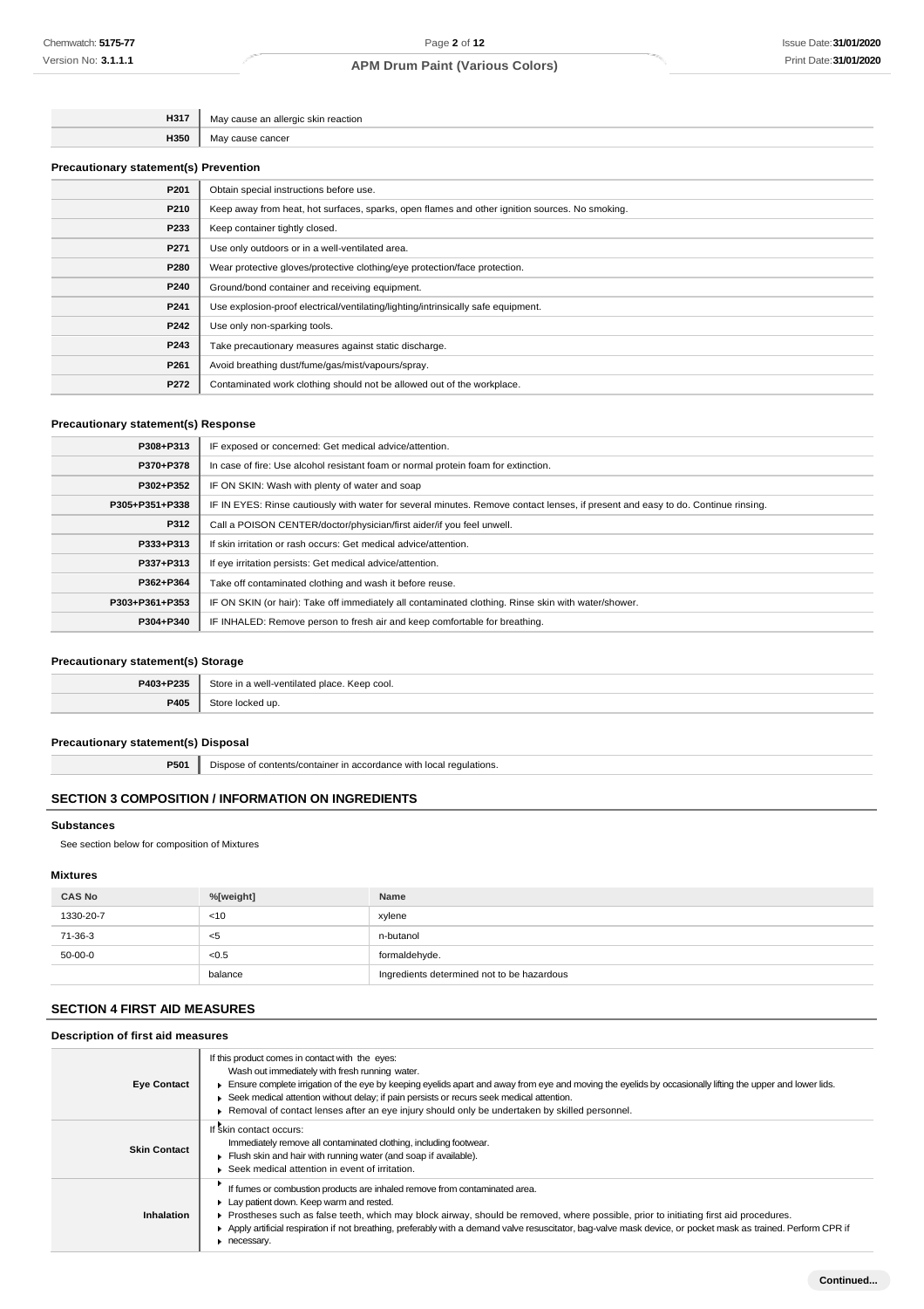| | |
|---|---|
| H317 | May cause an allergic skin reaction |
| H350 | May cause cancer |

### Precautionary statement(s) Prevention

| | |
|---|---|
| P201 | Obtain special instructions before use. |
| P210 | Keep away from heat, hot surfaces, sparks, open flames and other ignition sources. No smoking. |
| P233 | Keep container tightly closed. |
| P271 | Use only outdoors or in a well-ventilated area. |
| P280 | Wear protective gloves/protective clothing/eye protection/face protection. |
| P240 | Ground/bond container and receiving equipment. |
| P241 | Use explosion-proof electrical/ventilating/lighting/intrinsically safe equipment. |
| P242 | Use only non-sparking tools. |
| P243 | Take precautionary measures against static discharge. |
| P261 | Avoid breathing dust/fume/gas/mist/vapours/spray. |
| P272 | Contaminated work clothing should not be allowed out of the workplace. |

### Precautionary statement(s) Response

| | |
|---|---|
| P308+P313 | IF exposed or concerned: Get medical advice/attention. |
| P370+P378 | In case of fire: Use alcohol resistant foam or normal protein foam for extinction. |
| P302+P352 | IF ON SKIN: Wash with plenty of water and soap |
| P305+P351+P338 | IF IN EYES: Rinse cautiously with water for several minutes. Remove contact lenses, if present and easy to do. Continue rinsing. |
| P312 | Call a POISON CENTER/doctor/physician/first aider/if you feel unwell. |
| P333+P313 | If skin irritation or rash occurs: Get medical advice/attention. |
| P337+P313 | If eye irritation persists: Get medical advice/attention. |
| P362+P364 | Take off contaminated clothing and wash it before reuse. |
| P303+P361+P353 | IF ON SKIN (or hair): Take off immediately all contaminated clothing. Rinse skin with water/shower. |
| P304+P340 | IF INHALED: Remove person to fresh air and keep comfortable for breathing. |

### Precautionary statement(s) Storage

| | |
|---|---|
| P403+P235 | Store in a well-ventilated place. Keep cool. |
| P405 | Store locked up. |

### Precautionary statement(s) Disposal

| | |
|---|---|
| P501 | Dispose of contents/container in accordance with local regulations. |

## SECTION 3 COMPOSITION / INFORMATION ON INGREDIENTS

### Substances

See section below for composition of Mixtures

### Mixtures

| CAS No | %[weight] | Name |
|---|---|---|
| 1330-20-7 | <10 | xylene |
| 71-36-3 | <5 | n-butanol |
| 50-00-0 | <0.5 | formaldehyde. |
| | balance | Ingredients determined not to be hazardous |

## SECTION 4 FIRST AID MEASURES

### Description of first aid measures

| | |
|---|---|
| **Eye Contact** | If this product comes in contact with the eyes: Wash out immediately with fresh running water. <br> ▸ Ensure complete irrigation of the eye by keeping eyelids apart and away from eye and moving the eyelids by occasionally lifting the upper and lower lids. <br> ▸ Seek medical attention without delay; if pain persists or recurs seek medical attention. <br> ▸ Removal of contact lenses after an eye injury should only be undertaken by skilled personnel. |
| **Skin Contact** | If skin contact occurs: Immediately remove all contaminated clothing, including footwear. <br> ▸ Flush skin and hair with running water (and soap if available). <br> ▸ Seek medical attention in event of irritation. |
| **Inhalation** | ▸ If fumes or combustion products are inhaled remove from contaminated area. <br> ▸ Lay patient down. Keep warm and rested. <br> ▸ Prostheses such as false teeth, which may block airway, should be removed, where possible, prior to initiating first aid procedures. <br> ▸ Apply artificial respiration if not breathing, preferably with a demand valve resuscitator, bag-valve mask device, or pocket mask as trained. Perform CPR if necessary. |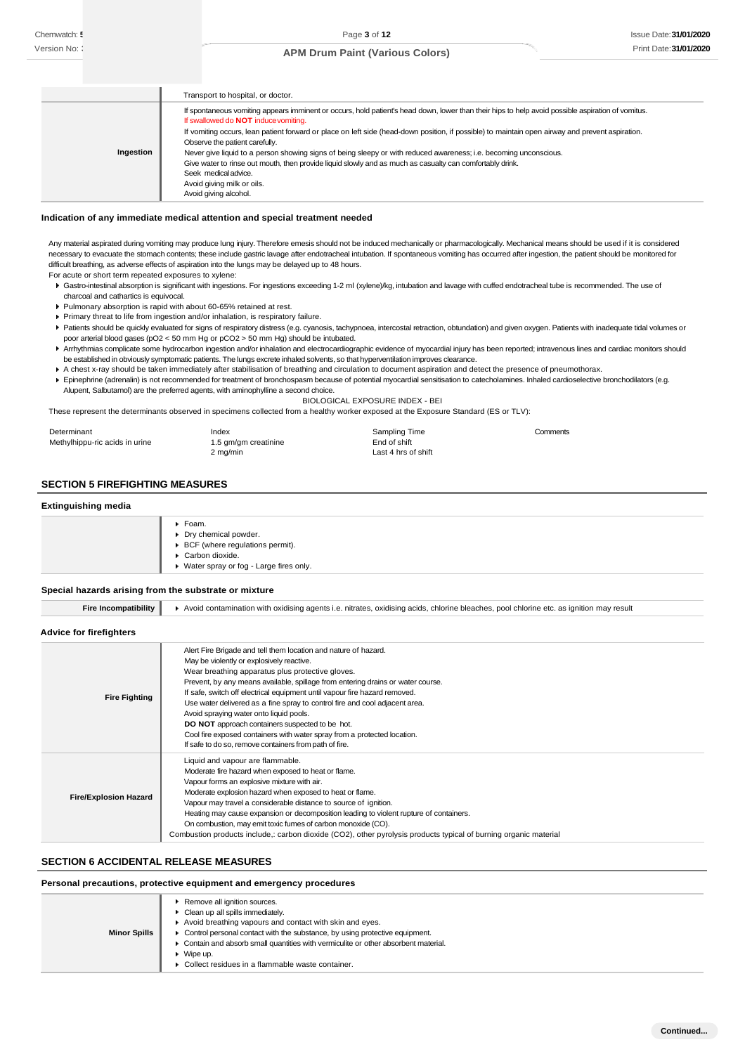| | |
|---|---|
| | Transport to hospital, or doctor. |
| **Ingestion** | If spontaneous vomiting appears imminent or occurs, hold patient's head down, lower than their hips to help avoid possible aspiration of vomitus.<br>If swallowed do **NOT** induce vomiting.<br>If vomiting occurs, lean patient forward or place on left side (head-down position, if possible) to maintain open airway and prevent aspiration.<br>Observe the patient carefully.<br>Never give liquid to a person showing signs of being sleepy or with reduced awareness; i.e. becoming unconscious.<br>Give water to rinse out mouth, then provide liquid slowly and as much as casualty can comfortably drink.<br>Seek medical advice.<br>Avoid giving milk or oils.<br>Avoid giving alcohol. |

### Indication of any immediate medical attention and special treatment needed

Any material aspirated during vomiting may produce lung injury. Therefore emesis should not be induced mechanically or pharmacologically. Mechanical means should be used if it is considered necessary to evacuate the stomach contents; these include gastric lavage after endotracheal intubation. If spontaneous vomiting has occurred after ingestion, the patient should be monitored for difficult breathing, as adverse effects of aspiration into the lungs may be delayed up to 48 hours.

For acute or short term repeated exposures to xylene:

- Gastro-intestinal absorption is significant with ingestions. For ingestions exceeding 1-2 ml (xylene)/kg, intubation and lavage with cuffed endotracheal tube is recommended. The use of charcoal and cathartics is equivocal.
- Pulmonary absorption is rapid with about 60-65% retained at rest.
- Primary threat to life from ingestion and/or inhalation, is respiratory failure.
- Patients should be quickly evaluated for signs of respiratory distress (e.g. cyanosis, tachypnoea, intercostal retraction, obtundation) and given oxygen. Patients with inadequate tidal volumes or poor arterial blood gases ($pO_2$ < 50 mm Hg or $pCO_2$ > 50 mm Hg) should be intubated.
- Arrhythmias complicate some hydrocarbon ingestion and/or inhalation and electrocardiographic evidence of myocardial injury has been reported; intravenous lines and cardiac monitors should be established in obviously symptomatic patients. The lungs excrete inhaled solvents, so that hyperventilation improves clearance.
- A chest x-ray should be taken immediately after stabilisation of breathing and circulation to document aspiration and detect the presence of pneumothorax.
- Epinephrine (adrenalin) is not recommended for treatment of bronchospasm because of potential myocardial sensitisation to catecholamines. Inhaled cardioselective bronchodilators (e.g. Alupent, Salbutamol) are the preferred agents, with aminophylline a second choice.

BIOLOGICAL EXPOSURE INDEX - BEI

These represent the determinants observed in specimens collected from a healthy worker exposed at the Exposure Standard (ES or TLV):

| Determinant | Index | Sampling Time | Comments |
|---|---|---|---|
| Methylhippu-ric acids in urine | 1.5 gm/gm creatinine | End of shift | |
| | 2 mg/min | Last 4 hrs of shift | |

## SECTION 5 FIREFIGHTING MEASURES

### Extinguishing media

- Foam.
- Dry chemical powder.
- BCF (where regulations permit).
- Carbon dioxide.
- Water spray or fog - Large fires only.

### Special hazards arising from the substrate or mixture

| | |
|---|---|
| **Fire Incompatibility** | Avoid contamination with oxidising agents i.e. nitrates, oxidising acids, chlorine bleaches, pool chlorine etc. as ignition may result |

### Advice for firefighters

| | |
|---|---|
| **Fire Fighting** | Alert Fire Brigade and tell them location and nature of hazard.<br>May be violently or explosively reactive.<br>Wear breathing apparatus plus protective gloves.<br>Prevent, by any means available, spillage from entering drains or water course.<br>If safe, switch off electrical equipment until vapour fire hazard removed.<br>Use water delivered as a fine spray to control fire and cool adjacent area.<br>Avoid spraying water onto liquid pools.<br>**DO NOT** approach containers suspected to be hot.<br>Cool fire exposed containers with water spray from a protected location.<br>If safe to do so, remove containers from path of fire. |
| **Fire/Explosion Hazard** | Liquid and vapour are flammable.<br>Moderate fire hazard when exposed to heat or flame.<br>Vapour forms an explosive mixture with air.<br>Moderate explosion hazard when exposed to heat or flame.<br>Vapour may travel a considerable distance to source of ignition.<br>Heating may cause expansion or decomposition leading to violent rupture of containers.<br>On combustion, may emit toxic fumes of carbon monoxide (CO).<br>Combustion products include,: carbon dioxide ($CO_2$), other pyrolysis products typical of burning organic material |

## SECTION 6 ACCIDENTAL RELEASE MEASURES

### Personal precautions, protective equipment and emergency procedures

| | |
|---|---|
| **Minor Spills** | - Remove all ignition sources.<br>- Clean up all spills immediately.<br>- Avoid breathing vapours and contact with skin and eyes.<br>- Control personal contact with the substance, by using protective equipment.<br>- Contain and absorb small quantities with vermiculite or other absorbent material.<br>- Wipe up.<br>- Collect residues in a flammable waste container. |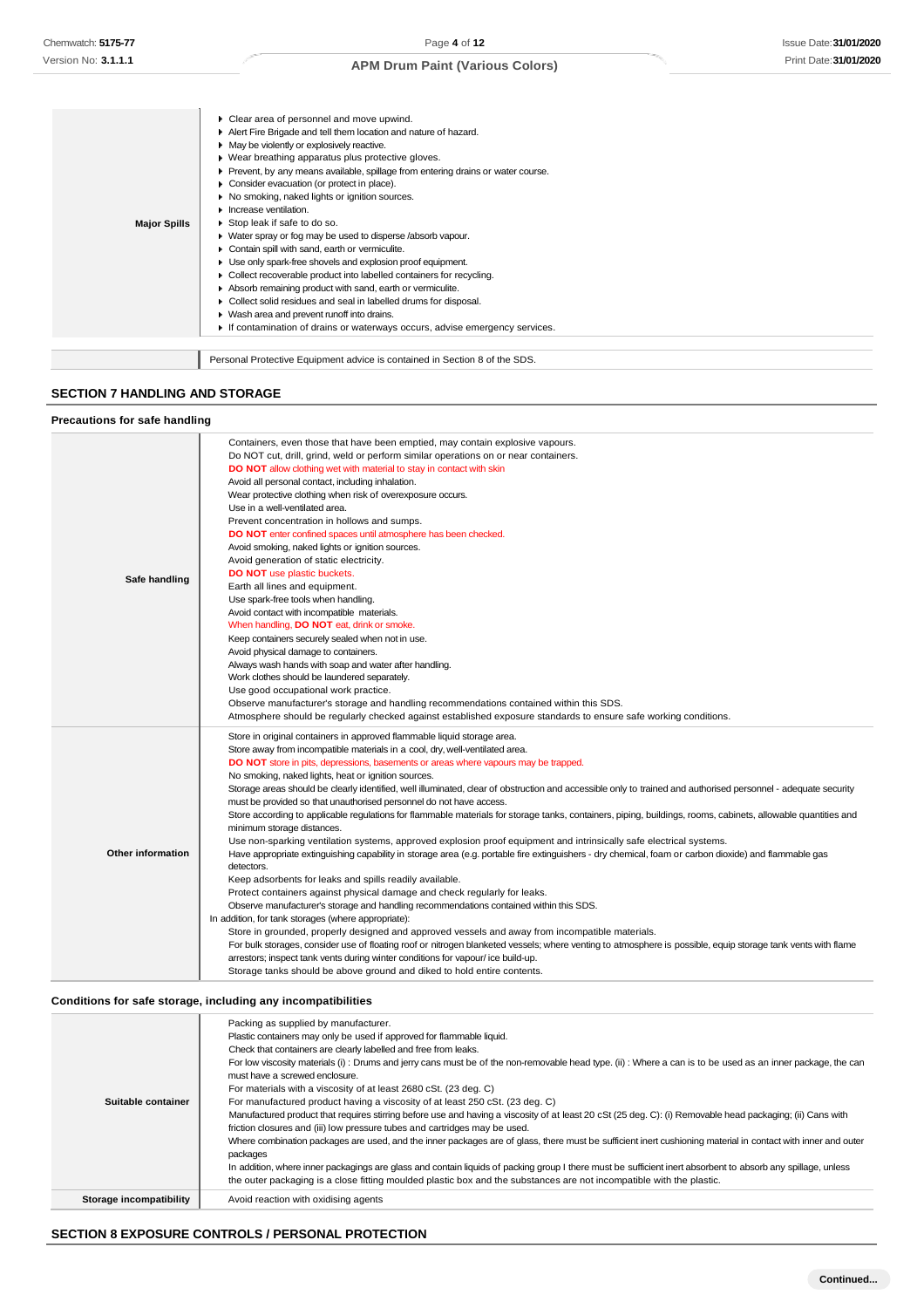| | |
|---|---|
| **Major Spills** | ▸ Clear area of personnel and move upwind.<br>▸ Alert Fire Brigade and tell them location and nature of hazard.<br>▸ May be violently or explosively reactive.<br>▸ Wear breathing apparatus plus protective gloves.<br>▸ Prevent, by any means available, spillage from entering drains or water course.<br>▸ Consider evacuation (or protect in place).<br>▸ No smoking, naked lights or ignition sources.<br>▸ Increase ventilation.<br>▸ Stop leak if safe to do so.<br>▸ Water spray or fog may be used to disperse /absorb vapour.<br>▸ Contain spill with sand, earth or vermiculite.<br>▸ Use only spark-free shovels and explosion proof equipment.<br>▸ Collect recoverable product into labelled containers for recycling.<br>▸ Absorb remaining product with sand, earth or vermiculite.<br>▸ Collect solid residues and seal in labelled drums for disposal.<br>▸ Wash area and prevent runoff into drains.<br>▸ If contamination of drains or waterways occurs, advise emergency services. |

| | |
|---|---|
| | Personal Protective Equipment advice is contained in Section 8 of the SDS. |

## SECTION 7 HANDLING AND STORAGE

### Precautions for safe handling

| | |
|---|---|
| **Safe handling** | Containers, even those that have been emptied, may contain explosive vapours.<br>Do NOT cut, drill, grind, weld or perform similar operations on or near containers.<br>**DO NOT** allow clothing wet with material to stay in contact with skin<br>Avoid all personal contact, including inhalation.<br>Wear protective clothing when risk of overexposure occurs.<br>Use in a well-ventilated area.<br>Prevent concentration in hollows and sumps.<br>**DO NOT** enter confined spaces until atmosphere has been checked.<br>Avoid smoking, naked lights or ignition sources.<br>Avoid generation of static electricity.<br>**DO NOT** use plastic buckets.<br>Earth all lines and equipment.<br>Use spark-free tools when handling.<br>Avoid contact with incompatible materials.<br>When handling, **DO NOT** eat, drink or smoke.<br>Keep containers securely sealed when not in use.<br>Avoid physical damage to containers.<br>Always wash hands with soap and water after handling.<br>Work clothes should be laundered separately.<br>Use good occupational work practice.<br>Observe manufacturer's storage and handling recommendations contained within this SDS.<br>Atmosphere should be regularly checked against established exposure standards to ensure safe working conditions. |
| **Other information** | Store in original containers in approved flammable liquid storage area.<br>Store away from incompatible materials in a cool, dry, well-ventilated area.<br>**DO NOT** store in pits, depressions, basements or areas where vapours may be trapped.<br>No smoking, naked lights, heat or ignition sources.<br>Storage areas should be clearly identified, well illuminated, clear of obstruction and accessible only to trained and authorised personnel - adequate security must be provided so that unauthorised personnel do not have access.<br>Store according to applicable regulations for flammable materials for storage tanks, containers, piping, buildings, rooms, cabinets, allowable quantities and minimum storage distances.<br>Use non-sparking ventilation systems, approved explosion proof equipment and intrinsically safe electrical systems.<br>Have appropriate extinguishing capability in storage area (e.g. portable fire extinguishers - dry chemical, foam or carbon dioxide) and flammable gas detectors.<br>Keep adsorbents for leaks and spills readily available.<br>Protect containers against physical damage and check regularly for leaks.<br>Observe manufacturer's storage and handling recommendations contained within this SDS.<br>In addition, for tank storages (where appropriate):<br>Store in grounded, properly designed and approved vessels and away from incompatible materials.<br>For bulk storages, consider use of floating roof or nitrogen blanketed vessels; where venting to atmosphere is possible, equip storage tank vents with flame arrestors; inspect tank vents during winter conditions for vapour/ ice build-up.<br>Storage tanks should be above ground and diked to hold entire contents. |

### Conditions for safe storage, including any incompatibilities

| | |
|---|---|
| **Suitable container** | Packing as supplied by manufacturer.<br>Plastic containers may only be used if approved for flammable liquid.<br>Check that containers are clearly labelled and free from leaks.<br>For low viscosity materials (i) : Drums and jerry cans must be of the non-removable head type. (ii) : Where a can is to be used as an inner package, the can must have a screwed enclosure.<br>For materials with a viscosity of at least 2680 cSt. (23 deg. C)<br>For manufactured product having a viscosity of at least 250 cSt. (23 deg. C)<br>Manufactured product that requires stirring before use and having a viscosity of at least 20 cSt (25 deg. C): (i) Removable head packaging; (ii) Cans with friction closures and (iii) low pressure tubes and cartridges may be used.<br>Where combination packages are used, and the inner packages are of glass, there must be sufficient inert cushioning material in contact with inner and outer packages<br>In addition, where inner packagings are glass and contain liquids of packing group I there must be sufficient inert absorbent to absorb any spillage, unless the outer packaging is a close fitting moulded plastic box and the substances are not incompatible with the plastic. |
| **Storage incompatibility** | Avoid reaction with oxidising agents |

## SECTION 8 EXPOSURE CONTROLS / PERSONAL PROTECTION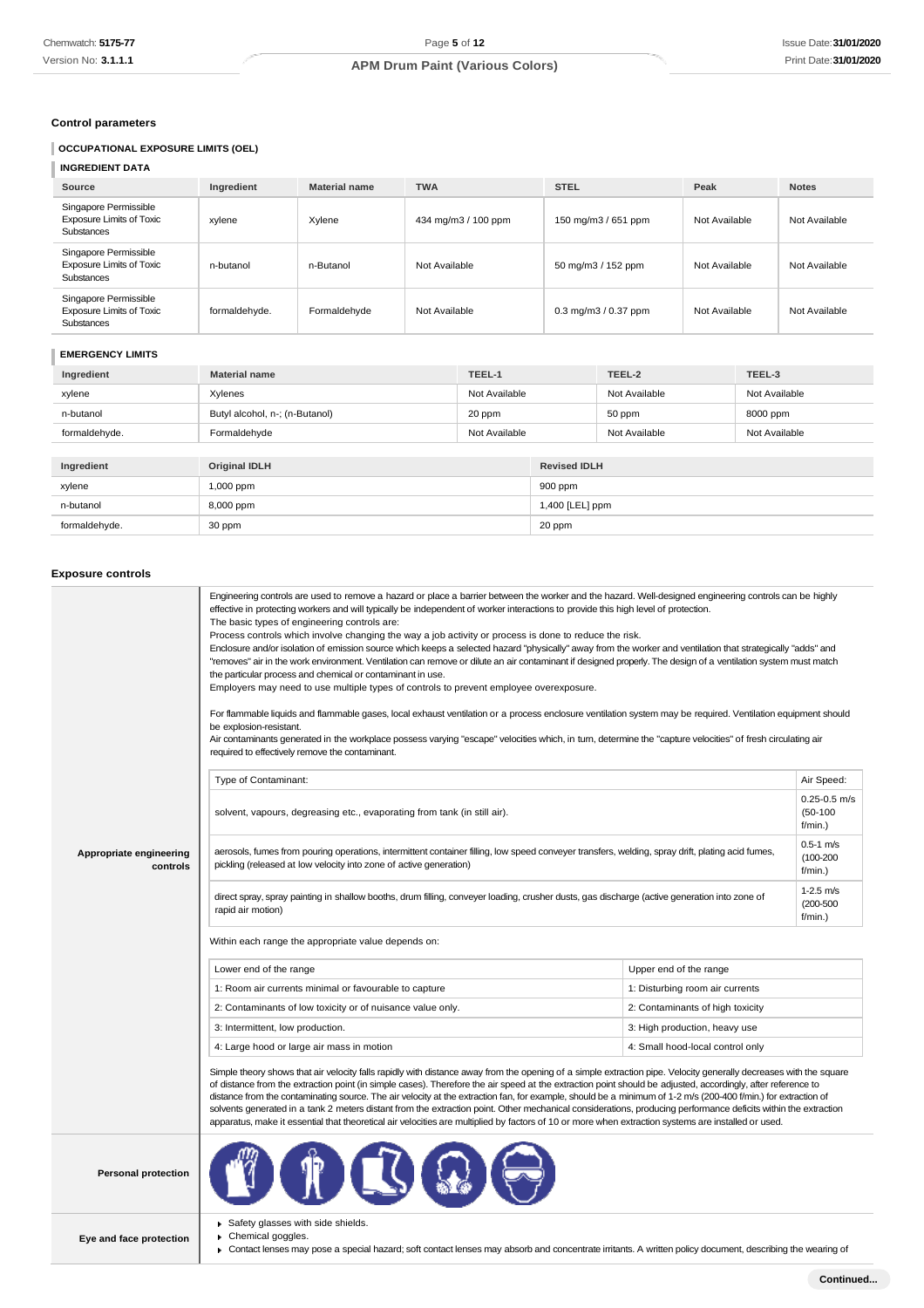### Control parameters

#### OCCUPATIONAL EXPOSURE LIMITS (OEL)

#### INGREDIENT DATA

| Source | Ingredient | Material name | TWA | STEL | Peak | Notes |
|---|---|---|---|---|---|---|
| Singapore Permissible Exposure Limits of Toxic Substances | xylene | Xylene | 434 mg/m3 / 100 ppm | 150 mg/m3 / 651 ppm | Not Available | Not Available |
| Singapore Permissible Exposure Limits of Toxic Substances | n-butanol | n-Butanol | Not Available | 50 mg/m3 / 152 ppm | Not Available | Not Available |
| Singapore Permissible Exposure Limits of Toxic Substances | formaldehyde. | Formaldehyde | Not Available | 0.3 mg/m3 / 0.37 ppm | Not Available | Not Available |

#### EMERGENCY LIMITS

| Ingredient | Material name | TEEL-1 | TEEL-2 | TEEL-3 |
|---|---|---|---|---|
| xylene | Xylenes | Not Available | Not Available | Not Available |
| n-butanol | Butyl alcohol, n-; (n-Butanol) | 20 ppm | 50 ppm | 8000 ppm |
| formaldehyde. | Formaldehyde | Not Available | Not Available | Not Available |

| Ingredient | Original IDLH | Revised IDLH |
|---|---|---|
| xylene | 1,000 ppm | 900 ppm |
| n-butanol | 8,000 ppm | 1,400 [LEL] ppm |
| formaldehyde. | 30 ppm | 20 ppm |

### Exposure controls

**Appropriate engineering controls**

Engineering controls are used to remove a hazard or place a barrier between the worker and the hazard. Well-designed engineering controls can be highly effective in protecting workers and will typically be independent of worker interactions to provide this high level of protection.
The basic types of engineering controls are:
Process controls which involve changing the way a job activity or process is done to reduce the risk.
Enclosure and/or isolation of emission source which keeps a selected hazard "physically" away from the worker and ventilation that strategically "adds" and "removes" air in the work environment. Ventilation can remove or dilute an air contaminant if designed properly. The design of a ventilation system must match the particular process and chemical or contaminant in use.
Employers may need to use multiple types of controls to prevent employee overexposure.

For flammable liquids and flammable gases, local exhaust ventilation or a process enclosure ventilation system may be required. Ventilation equipment should be explosion-resistant.
Air contaminants generated in the workplace possess varying "escape" velocities which, in turn, determine the "capture velocities" of fresh circulating air required to effectively remove the contaminant.

| Type of Contaminant: | Air Speed: |
|---|---|
| solvent, vapours, degreasing etc., evaporating from tank (in still air). | 0.25-0.5 m/s (50-100 f/min.) |
| aerosols, fumes from pouring operations, intermittent container filling, low speed conveyer transfers, welding, spray drift, plating acid fumes, pickling (released at low velocity into zone of active generation) | 0.5-1 m/s (100-200 f/min.) |
| direct spray, spray painting in shallow booths, drum filling, conveyer loading, crusher dusts, gas discharge (active generation into zone of rapid air motion) | 1-2.5 m/s (200-500 f/min.) |

Within each range the appropriate value depends on:

| Lower end of the range | Upper end of the range |
|---|---|
| 1: Room air currents minimal or favourable to capture | 1: Disturbing room air currents |
| 2: Contaminants of low toxicity or of nuisance value only. | 2: Contaminants of high toxicity |
| 3: Intermittent, low production. | 3: High production, heavy use |
| 4: Large hood or large air mass in motion | 4: Small hood-local control only |

Simple theory shows that air velocity falls rapidly with distance away from the opening of a simple extraction pipe. Velocity generally decreases with the square of distance from the extraction point (in simple cases). Therefore the air speed at the extraction point should be adjusted, accordingly, after reference to distance from the contaminating source. The air velocity at the extraction fan, for example, should be a minimum of 1-2 m/s (200-400 f/min.) for extraction of solvents generated in a tank 2 meters distant from the extraction point. Other mechanical considerations, producing performance deficits within the extraction apparatus, make it essential that theoretical air velocities are multiplied by factors of 10 or more when extraction systems are installed or used.

**Personal protection**

**Eye and face protection**

- Safety glasses with side shields.
- Chemical goggles.
- Contact lenses may pose a special hazard; soft contact lenses may absorb and concentrate irritants. A written policy document, describing the wearing of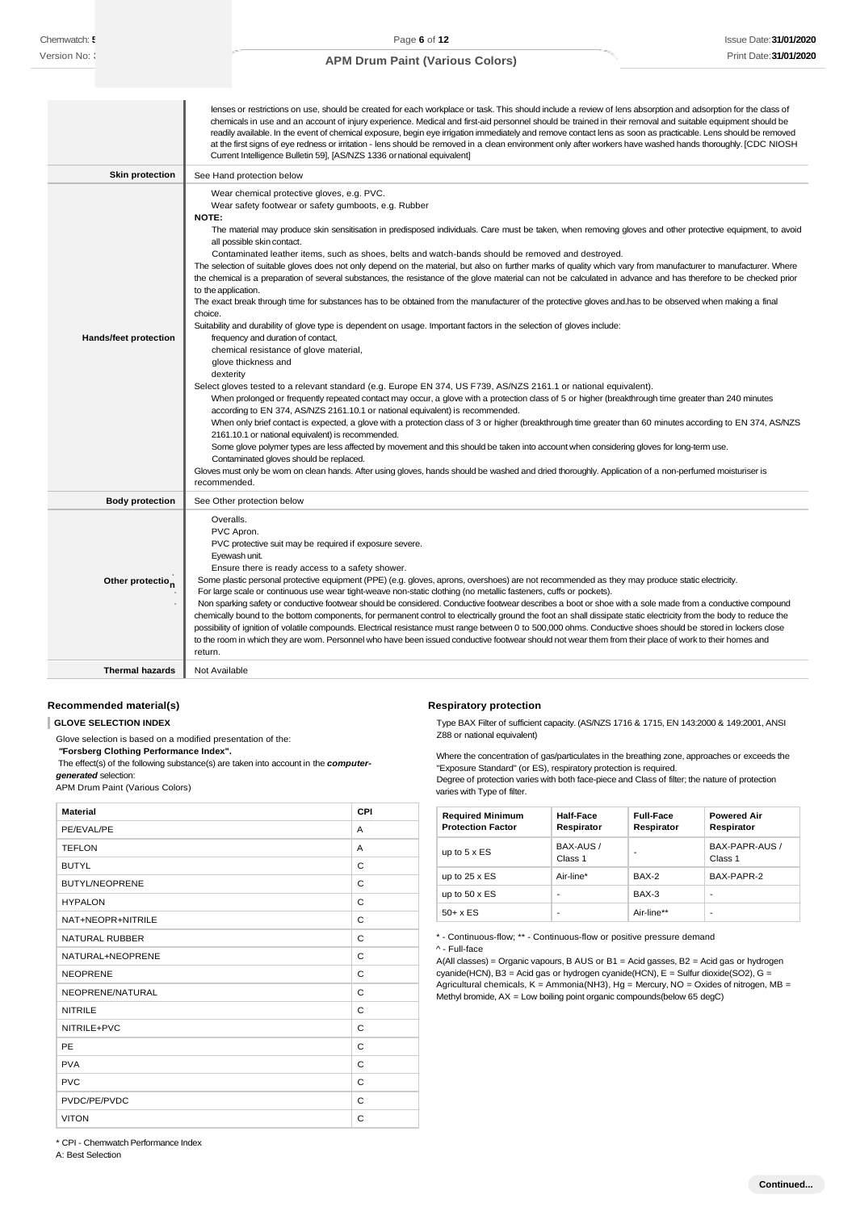| | |
|---|---|
| | lenses or restrictions on use, should be created for each workplace or task. This should include a review of lens absorption and adsorption for the class of chemicals in use and an account of injury experience. Medical and first-aid personnel should be trained in their removal and suitable equipment should be readily available. In the event of chemical exposure, begin eye irrigation immediately and remove contact lens as soon as practicable. Lens should be removed at the first signs of eye redness or irritation - lens should be removed in a clean environment only after workers have washed hands thoroughly. [CDC NIOSH Current Intelligence Bulletin 59], [AS/NZS 1336 or national equivalent] |
| **Skin protection** | See Hand protection below |
| **Hands/feet protection** | Wear chemical protective gloves, e.g. PVC.<br>Wear safety footwear or safety gumboots, e.g. Rubber<br>**NOTE:**<br>The material may produce skin sensitisation in predisposed individuals. Care must be taken, when removing gloves and other protective equipment, to avoid all possible skin contact.<br>Contaminated leather items, such as shoes, belts and watch-bands should be removed and destroyed.<br>The selection of suitable gloves does not only depend on the material, but also on further marks of quality which vary from manufacturer to manufacturer. Where the chemical is a preparation of several substances, the resistance of the glove material can not be calculated in advance and has therefore to be checked prior to the application.<br>The exact break through time for substances has to be obtained from the manufacturer of the protective gloves and.has to be observed when making a final choice.<br>Suitability and durability of glove type is dependent on usage. Important factors in the selection of gloves include:<br>frequency and duration of contact,<br>chemical resistance of glove material,<br>glove thickness and<br>dexterity<br>Select gloves tested to a relevant standard (e.g. Europe EN 374, US F739, AS/NZS 2161.1 or national equivalent).<br>When prolonged or frequently repeated contact may occur, a glove with a protection class of 5 or higher (breakthrough time greater than 240 minutes according to EN 374, AS/NZS 2161.10.1 or national equivalent) is recommended.<br>When only brief contact is expected, a glove with a protection class of 3 or higher (breakthrough time greater than 60 minutes according to EN 374, AS/NZS 2161.10.1 or national equivalent) is recommended.<br>Some glove polymer types are less affected by movement and this should be taken into account when considering gloves for long-term use.<br>Contaminated gloves should be replaced.<br>Gloves must only be worn on clean hands. After using gloves, hands should be washed and dried thoroughly. Application of a non-perfumed moisturiser is recommended. |
| **Body protection** | See Other protection below |
| **Other protection** | Overalls.<br>PVC Apron.<br>PVC protective suit may be required if exposure severe.<br>Eyewash unit.<br>Ensure there is ready access to a safety shower.<br>Some plastic personal protective equipment (PPE) (e.g. gloves, aprons, overshoes) are not recommended as they may produce static electricity.<br>For large scale or continuous use wear tight-weave non-static clothing (no metallic fasteners, cuffs or pockets).<br>Non sparking safety or conductive footwear should be considered. Conductive footwear describes a boot or shoe with a sole made from a conductive compound chemically bound to the bottom components, for permanent control to electrically ground the foot an shall dissipate static electricity from the body to reduce the possibility of ignition of volatile compounds. Electrical resistance must range between 0 to 500,000 ohms. Conductive shoes should be stored in lockers close to the room in which they are worn. Personnel who have been issued conductive footwear should not wear them from their place of work to their homes and return. |
| **Thermal hazards** | Not Available |

## Recommended material(s)

**GLOVE SELECTION INDEX**

Glove selection is based on a modified presentation of the:

***"Forsberg Clothing Performance Index".***

The effect(s) of the following substance(s) are taken into account in the ***computer-generated*** selection:

APM Drum Paint (Various Colors)

| Material | CPI |
|---|---|
| PE/EVAL/PE | A |
| TEFLON | A |
| BUTYL | C |
| BUTYL/NEOPRENE | C |
| HYPALON | C |
| NAT+NEOPR+NITRILE | C |
| NATURAL RUBBER | C |
| NATURAL+NEOPRENE | C |
| NEOPRENE | C |
| NEOPRENE/NATURAL | C |
| NITRILE | C |
| NITRILE+PVC | C |
| PE | C |
| PVA | C |
| PVC | C |
| PVDC/PE/PVDC | C |
| VITON | C |

\* CPI - Chemwatch Performance Index

A: Best Selection

## Respiratory protection

Type BAX Filter of sufficient capacity. (AS/NZS 1716 & 1715, EN 143:2000 & 149:2001, ANSI Z88 or national equivalent)

Where the concentration of gas/particulates in the breathing zone, approaches or exceeds the "Exposure Standard" (or ES), respiratory protection is required.

Degree of protection varies with both face-piece and Class of filter; the nature of protection varies with Type of filter.

| Required Minimum Protection Factor | Half-Face Respirator | Full-Face Respirator | Powered Air Respirator |
|---|---|---|---|
| up to 5 x ES | BAX-AUS / Class 1 | - | BAX-PAPR-AUS / Class 1 |
| up to 25 x ES | Air-line* | BAX-2 | BAX-PAPR-2 |
| up to 50 x ES | - | BAX-3 | - |
| 50+ x ES | - | Air-line** | - |

\* - Continuous-flow; ** - Continuous-flow or positive pressure demand

^ - Full-face

A(All classes) = Organic vapours, B AUS or B1 = Acid gasses, B2 = Acid gas or hydrogen cyanide(HCN), B3 = Acid gas or hydrogen cyanide(HCN), E = Sulfur dioxide(SO2), G = Agricultural chemicals, K = Ammonia(NH3), Hg = Mercury, NO = Oxides of nitrogen, MB = Methyl bromide, AX = Low boiling point organic compounds(below 65 degC)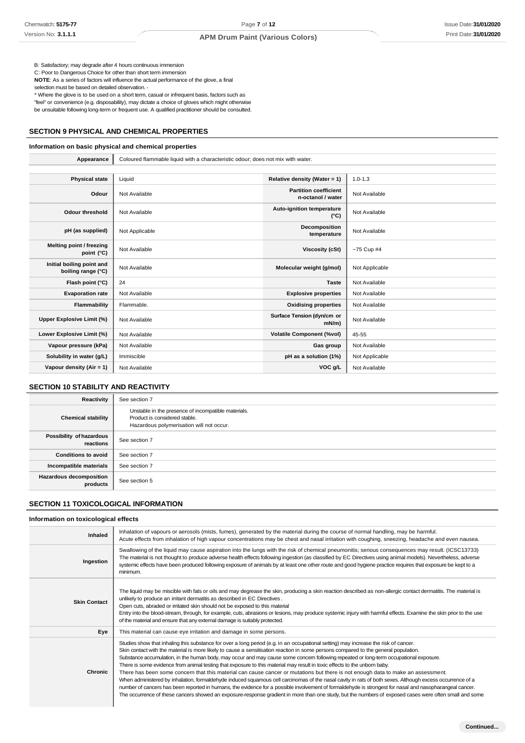B: Satisfactory; may degrade after 4 hours continuous immersion
C: Poor to Dangerous Choice for other than short term immersion
**NOTE**: As a series of factors will influence the actual performance of the glove, a final selection must be based on detailed observation. -
* Where the glove is to be used on a short term, casual or infrequent basis, factors such as "feel" or convenience (e.g. disposability), may dictate a choice of gloves which might otherwise be unsuitable following long-term or frequent use. A qualified practitioner should be consulted.

## SECTION 9 PHYSICAL AND CHEMICAL PROPERTIES

### Information on basic physical and chemical properties

| **Appearance** | Coloured flammable liquid with a characteristic odour; does not mix with water. |
|---|---|

| | | | |
|---|---|---|---|
| **Physical state** | Liquid | **Relative density (Water = 1)** | 1.0-1.3 |
| **Odour** | Not Available | **Partition coefficient n-octanol / water** | Not Available |
| **Odour threshold** | Not Available | **Auto-ignition temperature (°C)** | Not Available |
| **pH (as supplied)** | Not Applicable | **Decomposition temperature** | Not Available |
| **Melting point / freezing point (°C)** | Not Available | **Viscosity (cSt)** | ~75 Cup #4 |
| **Initial boiling point and boiling range (°C)** | Not Available | **Molecular weight (g/mol)** | Not Applicable |
| **Flash point (°C)** | 24 | **Taste** | Not Available |
| **Evaporation rate** | Not Available | **Explosive properties** | Not Available |
| **Flammability** | Flammable. | **Oxidising properties** | Not Available |
| **Upper Explosive Limit (%)** | Not Available | **Surface Tension (dyn/cm or mN/m)** | Not Available |
| **Lower Explosive Limit (%)** | Not Available | **Volatile Component (%vol)** | 45-55 |
| **Vapour pressure (kPa)** | Not Available | **Gas group** | Not Available |
| **Solubility in water (g/L)** | Immiscible | **pH as a solution (1%)** | Not Applicable |
| **Vapour density (Air = 1)** | Not Available | **VOC g/L** | Not Available |

## SECTION 10 STABILITY AND REACTIVITY

| | |
|---|---|
| **Reactivity** | See section 7 |
| **Chemical stability** | Unstable in the presence of incompatible materials.<br>Product is considered stable.<br>Hazardous polymerisation will not occur. |
| **Possibility of hazardous reactions** | See section 7 |
| **Conditions to avoid** | See section 7 |
| **Incompatible materials** | See section 7 |
| **Hazardous decomposition products** | See section 5 |

## SECTION 11 TOXICOLOGICAL INFORMATION

### Information on toxicological effects

| | |
|---|---|
| **Inhaled** | Inhalation of vapours or aerosols (mists, fumes), generated by the material during the course of normal handling, may be harmful.<br>Acute effects from inhalation of high vapour concentrations may be chest and nasal irritation with coughing, sneezing, headache and even nausea. |
| **Ingestion** | Swallowing of the liquid may cause aspiration into the lungs with the risk of chemical pneumonitis; serious consequences may result. (ICSC13733)<br>The material is not thought to produce adverse health effects following ingestion (as classified by EC Directives using animal models). Nevertheless, adverse systemic effects have been produced following exposure of animals by at least one other route and good hygiene practice requires that exposure be kept to a minimum. |
| **Skin Contact** | The liquid may be miscible with fats or oils and may degrease the skin, producing a skin reaction described as non-allergic contact dermatitis. The material is unlikely to produce an irritant dermatitis as described in EC Directives .<br>Open cuts, abraded or irritated skin should not be exposed to this material<br>Entry into the blood-stream, through, for example, cuts, abrasions or lesions, may produce systemic injury with harmful effects. Examine the skin prior to the use of the material and ensure that any external damage is suitably protected. |
| **Eye** | This material can cause eye irritation and damage in some persons. |
| **Chronic** | Studies show that inhaling this substance for over a long period (e.g. in an occupational setting) may increase the risk of cancer.<br>Skin contact with the material is more likely to cause a sensitisation reaction in some persons compared to the general population.<br>Substance accumulation, in the human body, may occur and may cause some concern following repeated or long-term occupational exposure.<br>There is some evidence from animal testing that exposure to this material may result in toxic effects to the unborn baby.<br>There has been some concern that this material can cause cancer or mutations but there is not enough data to make an assessment.<br>When administered by inhalation, formaldehyde induced squamous cell carcinomas of the nasal cavity in rats of both sexes. Although excess occurrence of a number of cancers has been reported in humans, the evidence for a possible involvement of formaldehyde is strongest for nasal and nasopharangeal cancer.<br>The occurrence of these cancers showed an exposure-response gradient in more than one study, but the numbers of exposed cases were often small and some |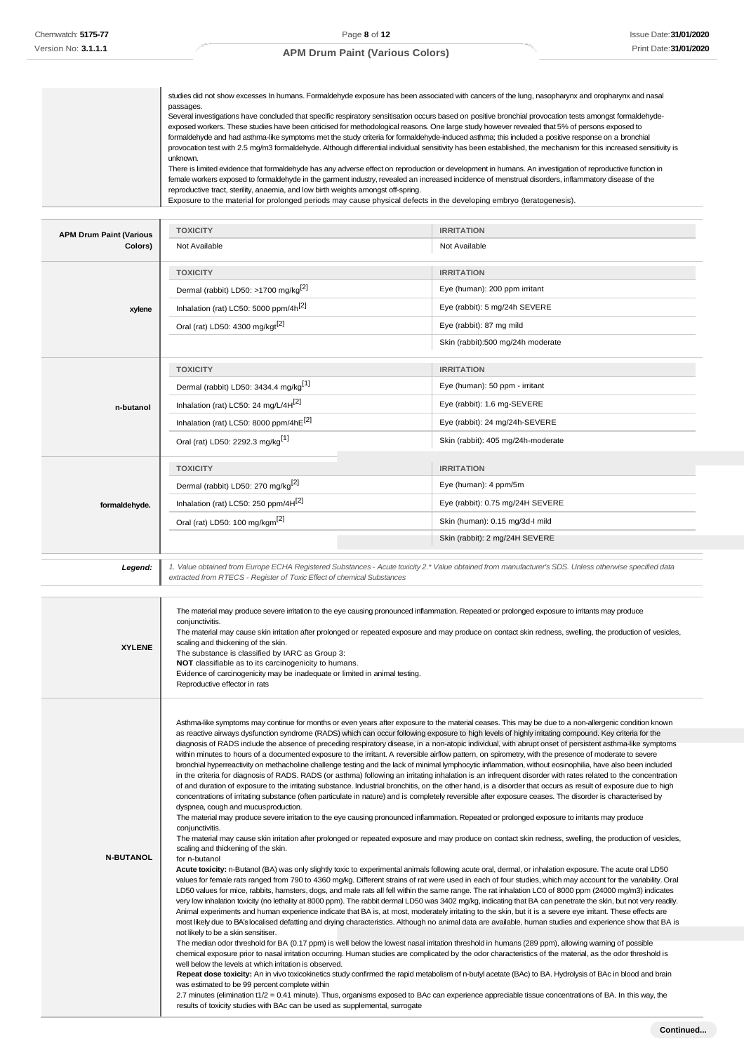studies did not show excesses In humans. Formaldehyde exposure has been associated with cancers of the lung, nasopharynx and oropharynx and nasal passages.
Several investigations have concluded that specific respiratory sensitisation occurs based on positive bronchial provocation tests amongst formaldehyde-exposed workers. These studies have been criticised for methodological reasons. One large study however revealed that 5% of persons exposed to formaldehyde and had asthma-like symptoms met the study criteria for formaldehyde-induced asthma; this included a positive response on a bronchial provocation test with 2.5 mg/m3 formaldehyde. Although differential individual sensitivity has been established, the mechanism for this increased sensitivity is unknown.
There is limited evidence that formaldehyde has any adverse effect on reproduction or development in humans. An investigation of reproductive function in female workers exposed to formaldehyde in the garment industry, revealed an increased incidence of menstrual disorders, inflammatory disease of the reproductive tract, sterility, anaemia, and low birth weights amongst off-spring.
Exposure to the material for prolonged periods may cause physical defects in the developing embryo (teratogenesis).

| | TOXICITY | IRRITATION |
|---|---|---|
| **APM Drum Paint (Various Colors)** | Not Available | Not Available |

| | TOXICITY | IRRITATION |
|---|---|---|
| **xylene** | Dermal (rabbit) LD50: >1700 mg/kg[2] | Eye (human): 200 ppm irritant |
| | Inhalation (rat) LC50: 5000 ppm/4h[2] | Eye (rabbit): 5 mg/24h SEVERE |
| | Oral (rat) LD50: 4300 mg/kgt[2] | Eye (rabbit): 87 mg mild |
| | | Skin (rabbit):500 mg/24h moderate |

| | TOXICITY | IRRITATION |
|---|---|---|
| **n-butanol** | Dermal (rabbit) LD50: 3434.4 mg/kg[1] | Eye (human): 50 ppm - irritant |
| | Inhalation (rat) LC50: 24 mg/L/4H[2] | Eye (rabbit): 1.6 mg-SEVERE |
| | Inhalation (rat) LC50: 8000 ppm/4hE[2] | Eye (rabbit): 24 mg/24h-SEVERE |
| | Oral (rat) LD50: 2292.3 mg/kg[1] | Skin (rabbit): 405 mg/24h-moderate |

| | TOXICITY | IRRITATION |
|---|---|---|
| **formaldehyde.** | Dermal (rabbit) LD50: 270 mg/kg[2] | Eye (human): 4 ppm/5m |
| | Inhalation (rat) LC50: 250 ppm/4H[2] | Eye (rabbit): 0.75 mg/24H SEVERE |
| | Oral (rat) LD50: 100 mg/kgm[2] | Skin (human): 0.15 mg/3d-I mild |
| | | Skin (rabbit): 2 mg/24H SEVERE |

***Legend:*** *1. Value obtained from Europe ECHA Registered Substances - Acute toxicity 2.\* Value obtained from manufacturer's SDS. Unless otherwise specified data extracted from RTECS - Register of Toxic Effect of chemical Substances*

**XYLENE**

The material may produce severe irritation to the eye causing pronounced inflammation. Repeated or prolonged exposure to irritants may produce conjunctivitis.
The material may cause skin irritation after prolonged or repeated exposure and may produce on contact skin redness, swelling, the production of vesicles, scaling and thickening of the skin.
The substance is classified by IARC as Group 3:
**NOT** classifiable as to its carcinogenicity to humans.
Evidence of carcinogenicity may be inadequate or limited in animal testing.
Reproductive effector in rats

**N-BUTANOL**

Asthma-like symptoms may continue for months or even years after exposure to the material ceases. This may be due to a non-allergenic condition known as reactive airways dysfunction syndrome (RADS) which can occur following exposure to high levels of highly irritating compound. Key criteria for the diagnosis of RADS include the absence of preceding respiratory disease, in a non-atopic individual, with abrupt onset of persistent asthma-like symptoms within minutes to hours of a documented exposure to the irritant. A reversible airflow pattern, on spirometry, with the presence of moderate to severe bronchial hyperreactivity on methacholine challenge testing and the lack of minimal lymphocytic inflammation, without eosinophilia, have also been included in the criteria for diagnosis of RADS. RADS (or asthma) following an irritating inhalation is an infrequent disorder with rates related to the concentration of and duration of exposure to the irritating substance. Industrial bronchitis, on the other hand, is a disorder that occurs as result of exposure due to high concentrations of irritating substance (often particulate in nature) and is completely reversible after exposure ceases. The disorder is characterised by dyspnea, cough and mucusproduction.
The material may produce severe irritation to the eye causing pronounced inflammation. Repeated or prolonged exposure to irritants may produce conjunctivitis.
The material may cause skin irritation after prolonged or repeated exposure and may produce on contact skin redness, swelling, the production of vesicles, scaling and thickening of the skin.
for n-butanol
**Acute toxicity:** n-Butanol (BA) was only slightly toxic to experimental animals following acute oral, dermal, or inhalation exposure. The acute oral LD50 values for female rats ranged from 790 to 4360 mg/kg. Different strains of rat were used in each of four studies, which may account for the variability. Oral LD50 values for mice, rabbits, hamsters, dogs, and male rats all fell within the same range. The rat inhalation LC0 of 8000 ppm (24000 mg/m3) indicates very low inhalation toxicity (no lethality at 8000 ppm). The rabbit dermal LD50 was 3402 mg/kg, indicating that BA can penetrate the skin, but not very readily. Animal experiments and human experience indicate that BA is, at most, moderately irritating to the skin, but it is a severe eye irritant. These effects are most likely due to BA's localised defatting and drying characteristics. Although no animal data are available, human studies and experience show that BA is not likely to be a skin sensitiser.
The median odor threshold for BA (0.17 ppm) is well below the lowest nasal irritation threshold in humans (289 ppm), allowing warning of possible chemical exposure prior to nasal irritation occurring. Human studies are complicated by the odor characteristics of the material, as the odor threshold is well below the levels at which irritation is observed.
**Repeat dose toxicity:** An in vivo toxicokinetics study confirmed the rapid metabolism of n-butyl acetate (BAc) to BA. Hydrolysis of BAc in blood and brain was estimated to be 99 percent complete within
2.7 minutes (elimination $t1/2$ = 0.41 minute). Thus, organisms exposed to BAc can experience appreciable tissue concentrations of BA. In this way, the results of toxicity studies with BAc can be used as supplemental, surrogate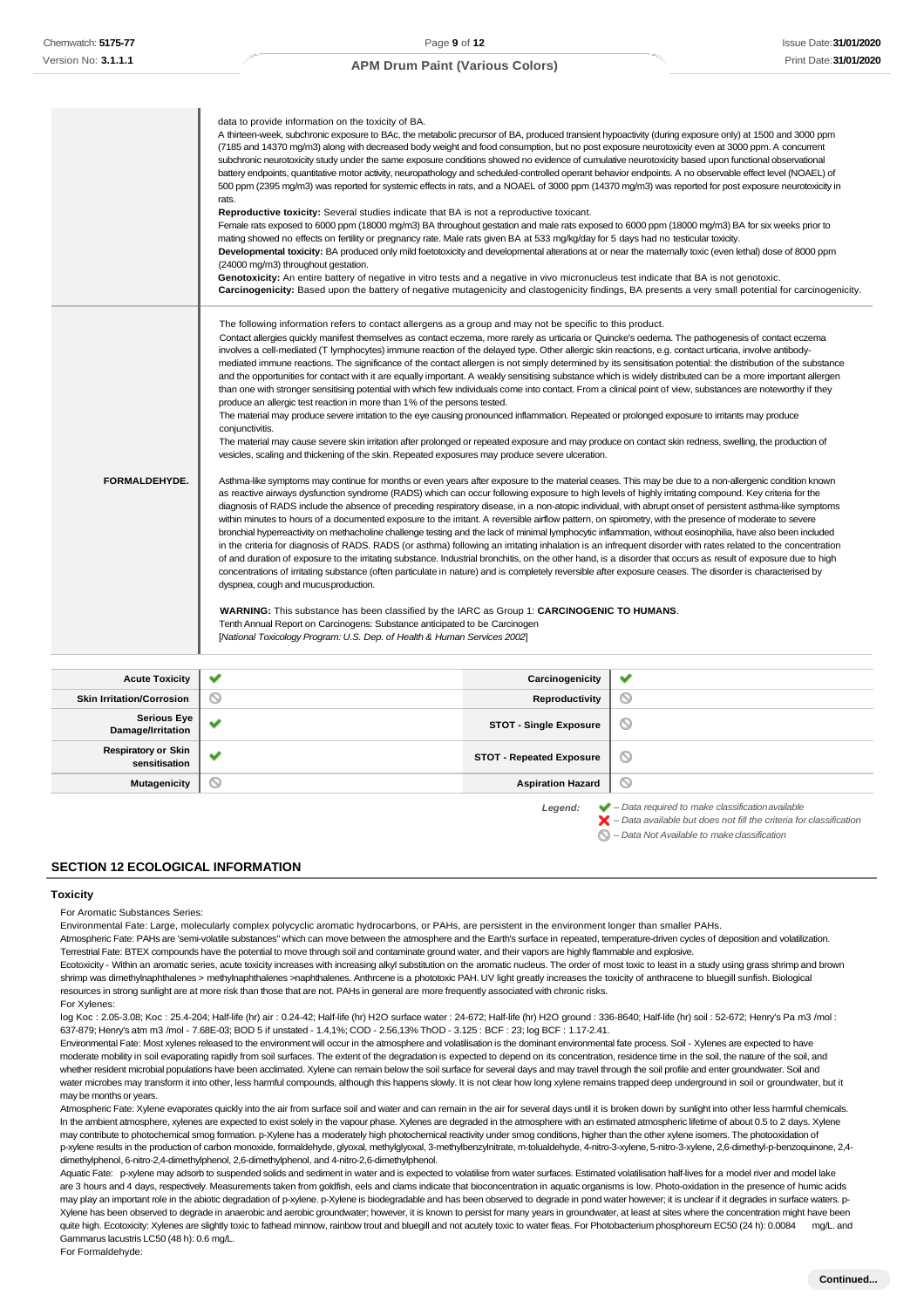| | |
|---|---|
| | data to provide information on the toxicity of BA.<br>A thirteen-week, subchronic exposure to BAc, the metabolic precursor of BA, produced transient hypoactivity (during exposure only) at 1500 and 3000 ppm (7185 and 14370 mg/m3) along with decreased body weight and food consumption, but no post exposure neurotoxicity even at 3000 ppm. A concurrent subchronic neurotoxicity study under the same exposure conditions showed no evidence of cumulative neurotoxicity based upon functional observational battery endpoints, quantitative motor activity, neuropathology and scheduled-controlled operant behavior endpoints. A no observable effect level (NOAEL) of 500 ppm (2395 mg/m3) was reported for systemic effects in rats, and a NOAEL of 3000 ppm (14370 mg/m3) was reported for post exposure neurotoxicity in rats.<br>**Reproductive toxicity:** Several studies indicate that BA is not a reproductive toxicant.<br>Female rats exposed to 6000 ppm (18000 mg/m3) BA throughout gestation and male rats exposed to 6000 ppm (18000 mg/m3) BA for six weeks prior to mating showed no effects on fertility or pregnancy rate. Male rats given BA at 533 mg/kg/day for 5 days had no testicular toxicity.<br>**Developmental toxicity:** BA produced only mild foetotoxicity and developmental alterations at or near the maternally toxic (even lethal) dose of 8000 ppm (24000 mg/m3) throughout gestation.<br>**Genotoxicity:** An entire battery of negative in vitro tests and a negative in vivo micronucleus test indicate that BA is not genotoxic.<br>**Carcinogenicity:** Based upon the battery of negative mutagenicity and clastogenicity findings, BA presents a very small potential for carcinogenicity. |
| **FORMALDEHYDE.** | The following information refers to contact allergens as a group and may not be specific to this product.<br>Contact allergies quickly manifest themselves as contact eczema, more rarely as urticaria or Quincke's oedema. The pathogenesis of contact eczema involves a cell-mediated (T lymphocytes) immune reaction of the delayed type. Other allergic skin reactions, e.g. contact urticaria, involve antibody-mediated immune reactions. The significance of the contact allergen is not simply determined by its sensitisation potential: the distribution of the substance and the opportunities for contact with it are equally important. A weakly sensitising substance which is widely distributed can be a more important allergen than one with stronger sensitising potential with which few individuals come into contact. From a clinical point of view, substances are noteworthy if they produce an allergic test reaction in more than 1% of the persons tested.<br>The material may produce severe irritation to the eye causing pronounced inflammation. Repeated or prolonged exposure to irritants may produce conjunctivitis.<br>The material may cause severe skin irritation after prolonged or repeated exposure and may produce on contact skin redness, swelling, the production of vesicles, scaling and thickening of the skin. Repeated exposures may produce severe ulceration.<br><br>Asthma-like symptoms may continue for months or even years after exposure to the material ceases. This may be due to a non-allergenic condition known as reactive airways dysfunction syndrome (RADS) which can occur following exposure to high levels of highly irritating compound. Key criteria for the diagnosis of RADS include the absence of preceding respiratory disease, in a non-atopic individual, with abrupt onset of persistent asthma-like symptoms within minutes to hours of a documented exposure to the irritant. A reversible airflow pattern, on spirometry, with the presence of moderate to severe bronchial hyperreactivity on methacholine challenge testing and the lack of minimal lymphocytic inflammation, without eosinophilia, have also been included in the criteria for diagnosis of RADS. RADS (or asthma) following an irritating inhalation is an infrequent disorder with rates related to the concentration of and duration of exposure to the irritating substance. Industrial bronchitis, on the other hand, is a disorder that occurs as result of exposure due to high concentrations of irritating substance (often particulate in nature) and is completely reversible after exposure ceases. The disorder is characterised by dyspnea, cough and mucus production.<br><br>**WARNING:** This substance has been classified by the IARC as Group 1: **CARCINOGENIC TO HUMANS**.<br>Tenth Annual Report on Carcinogens: Substance anticipated to be Carcinogen<br>[*National Toxicology Program: U.S. Dep. of Health & Human Services 2002*] |

| | | | |
|---|---|---|---|
| **Acute Toxicity** | ✔ | **Carcinogenicity** | ✔ |
| **Skin Irritation/Corrosion** | ⊘ | **Reproductivity** | ⊘ |
| **Serious Eye Damage/Irritation** | ✔ | **STOT - Single Exposure** | ⊘ |
| **Respiratory or Skin sensitisation** | ✔ | **STOT - Repeated Exposure** | ⊘ |
| **Mutagenicity** | ⊘ | **Aspiration Hazard** | ⊘ |

*Legend:*
✔ *– Data required to make classification available*
✘ *– Data available but does not fill the criteria for classification*
⊘ *– Data Not Available to make classification*

## SECTION 12 ECOLOGICAL INFORMATION

### Toxicity

For Aromatic Substances Series:
Environmental Fate: Large, molecularly complex polycyclic aromatic hydrocarbons, or PAHs, are persistent in the environment longer than smaller PAHs.
Atmospheric Fate: PAHs are 'semi-volatile substances" which can move between the atmosphere and the Earth's surface in repeated, temperature-driven cycles of deposition and volatilization.
Terrestrial Fate: BTEX compounds have the potential to move through soil and contaminate ground water, and their vapors are highly flammable and explosive.
Ecotoxicity - Within an aromatic series, acute toxicity increases with increasing alkyl substitution on the aromatic nucleus. The order of most toxic to least in a study using grass shrimp and brown shrimp was dimethylnaphthalenes > methylnaphthalenes >naphthalenes. Anthrcene is a phototoxic PAH. UV light greatly increases the toxicity of anthracene to bluegill sunfish. Biological resources in strong sunlight are at more risk than those that are not. PAHs in general are more frequently associated with chronic risks.
For Xylenes:
log Koc : 2.05-3.08; Koc : 25.4-204; Half-life (hr) air : 0.24-42; Half-life (hr) H2O surface water : 24-672; Half-life (hr) H2O ground : 336-8640; Half-life (hr) soil : 52-672; Henry's Pa m3 /mol : 637-879; Henry's atm m3 /mol - 7.68E-03; BOD 5 if unstated - 1.4,1%; COD - 2.56,13% ThOD - 3.125 : BCF : 23; log BCF : 1.17-2.41.
Environmental Fate: Most xylenes released to the environment will occur in the atmosphere and volatilisation is the dominant environmental fate process. Soil - Xylenes are expected to have moderate mobility in soil evaporating rapidly from soil surfaces. The extent of the degradation is expected to depend on its concentration, residence time in the soil, the nature of the soil, and whether resident microbial populations have been acclimated. Xylene can remain below the soil surface for several days and may travel through the soil profile and enter groundwater. Soil and water microbes may transform it into other, less harmful compounds, although this happens slowly. It is not clear how long xylene remains trapped deep underground in soil or groundwater, but it may be months or years.
Atmospheric Fate: Xylene evaporates quickly into the air from surface soil and water and can remain in the air for several days until it is broken down by sunlight into other less harmful chemicals. In the ambient atmosphere, xylenes are expected to exist solely in the vapour phase. Xylenes are degraded in the atmosphere with an estimated atmospheric lifetime of about 0.5 to 2 days. Xylene may contribute to photochemical smog formation. p-Xylene has a moderately high photochemical reactivity under smog conditions, higher than the other xylene isomers. The photooxidation of p-xylene results in the production of carbon monoxide, formaldehyde, glyoxal, methylglyoxal, 3-methylbenzylnitrate, m-tolualdehyde, 4-nitro-3-xylene, 5-nitro-3-xylene, 2,6-dimethyl-p-benzoquinone, 2,4-dimethylphenol, 6-nitro-2,4-dimethylphenol, 2,6-dimethylphenol, and 4-nitro-2,6-dimethylphenol.
Aquatic Fate: p-xylene may adsorb to suspended solids and sediment in water and is expected to volatilise from water surfaces. Estimated volatilisation half-lives for a model river and model lake are 3 hours and 4 days, respectively. Measurements taken from goldfish, eels and clams indicate that bioconcentration in aquatic organisms is low. Photo-oxidation in the presence of humic acids may play an important role in the abiotic degradation of p-xylene. p-Xylene is biodegradable and has been observed to degrade in pond water however; it is unclear if it degrades in surface waters. p-Xylene has been observed to degrade in anaerobic and aerobic groundwater; however, it is known to persist for many years in groundwater, at least at sites where the concentration might have been quite high. Ecotoxicity: Xylenes are slightly toxic to fathead minnow, rainbow trout and bluegill and not acutely toxic to water fleas. For Photobacterium phosphoreum EC50 (24 h): 0.0084 mg/L. and Gammarus lacustris LC50 (48 h): 0.6 mg/L.
For Formaldehyde: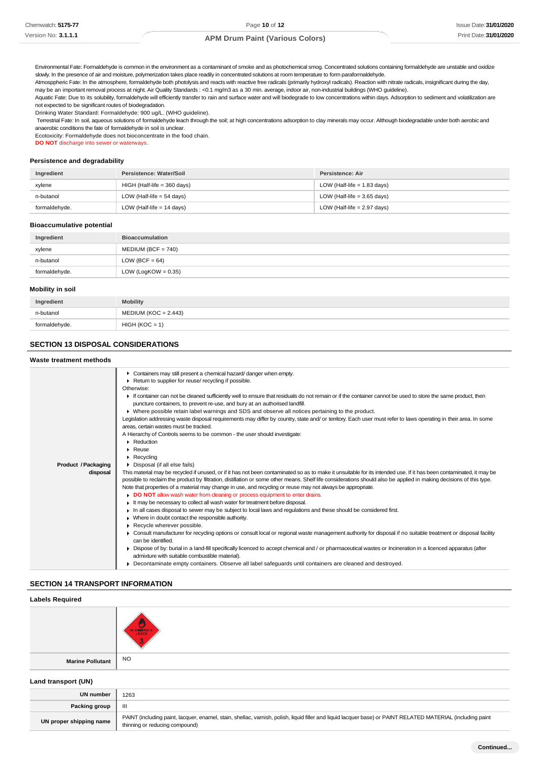Environmental Fate: Formaldehyde is common in the environment as a contaminant of smoke and as photochemical smog. Concentrated solutions containing formaldehyde are unstable and oxidize slowly. In the presence of air and moisture, polymerization takes place readily in concentrated solutions at room temperature to form paraformaldehyde.
Atmospheric Fate: In the atmosphere, formaldehyde both photolysis and reacts with reactive free radicals (primarily hydroxyl radicals). Reaction with nitrate radicals, insignificant during the day, may be an important removal process at night. Air Quality Standards : <0.1 mg/m3 as a 30 min. average, indoor air, non-industrial buildings (WHO guideline).
Aquatic Fate: Due to its solubility, formaldehyde will efficiently transfer to rain and surface water and will biodegrade to low concentrations within days. Adsorption to sediment and volatilization are not expected to be significant routes of biodegradation.
Drinking Water Standard: Formaldehyde: 900 ug/L. (WHO guideline).
Terrestrial Fate: In soil, aqueous solutions of formaldehyde leach through the soil; at high concentrations adsorption to clay minerals may occur. Although biodegradable under both aerobic and anaerobic conditions the fate of formaldehyde in soil is unclear.
Ecotoxicity: Formaldehyde does not bioconcentrate in the food chain.
**DO NOT** discharge into sewer or waterways.

### Persistence and degradability

| Ingredient | Persistence: Water/Soil | Persistence: Air |
|---|---|---|
| xylene | HIGH (Half-life = 360 days) | LOW (Half-life = 1.83 days) |
| n-butanol | LOW (Half-life = 54 days) | LOW (Half-life = 3.65 days) |
| formaldehyde. | LOW (Half-life = 14 days) | LOW (Half-life = 2.97 days) |

### Bioaccumulative potential

| Ingredient | Bioaccumulation |
|---|---|
| xylene | MEDIUM (BCF = 740) |
| n-butanol | LOW (BCF = 64) |
| formaldehyde. | LOW (LogKOW = 0.35) |

### Mobility in soil

| Ingredient | Mobility |
|---|---|
| n-butanol | MEDIUM (KOC = 2.443) |
| formaldehyde. | HIGH (KOC = 1) |

## SECTION 13 DISPOSAL CONSIDERATIONS

### Waste treatment methods

**Product / Packaging disposal**

- Containers may still present a chemical hazard/ danger when empty.
- Return to supplier for reuse/ recycling if possible.

Otherwise:

- If container can not be cleaned sufficiently well to ensure that residuals do not remain or if the container cannot be used to store the same product, then puncture containers, to prevent re-use, and bury at an authorised landfill.
- Where possible retain label warnings and SDS and observe all notices pertaining to the product.

Legislation addressing waste disposal requirements may differ by country, state and/ or territory. Each user must refer to laws operating in their area. In some areas, certain wastes must be tracked.

A Hierarchy of Controls seems to be common - the user should investigate:

- Reduction
- Reuse
- Recycling
- Disposal (if all else fails)

This material may be recycled if unused, or if it has not been contaminated so as to make it unsuitable for its intended use. If it has been contaminated, it may be possible to reclaim the product by filtration, distillation or some other means. Shelf life considerations should also be applied in making decisions of this type. Note that properties of a material may change in use, and recycling or reuse may not always be appropriate.

- **DO NOT** allow wash water from cleaning or process equipment to enter drains.
- It may be necessary to collect all wash water for treatment before disposal.
- In all cases disposal to sewer may be subject to local laws and regulations and these should be considered first.
- Where in doubt contact the responsible authority.
- Recycle wherever possible.
- Consult manufacturer for recycling options or consult local or regional waste management authority for disposal if no suitable treatment or disposal facility can be identified.
- Dispose of by: burial in a land-fill specifically licenced to accept chemical and / or pharmaceutical wastes or Incineration in a licenced apparatus (after admixture with suitable combustible material).
- Decontaminate empty containers. Observe all label safeguards until containers are cleaned and destroyed.

## SECTION 14 TRANSPORT INFORMATION

### Labels Required

| | |
|---|---|
| | FLAMMABLE LIQUID 3 |
| **Marine Pollutant** | NO |

### Land transport (UN)

| | |
|---|---|
| **UN number** | 1263 |
| **Packing group** | III |
| **UN proper shipping name** | PAINT (including paint, lacquer, enamel, stain, shellac, varnish, polish, liquid filler and liquid lacquer base) or PAINT RELATED MATERIAL (including paint thinning or reducing compound) |

Continued...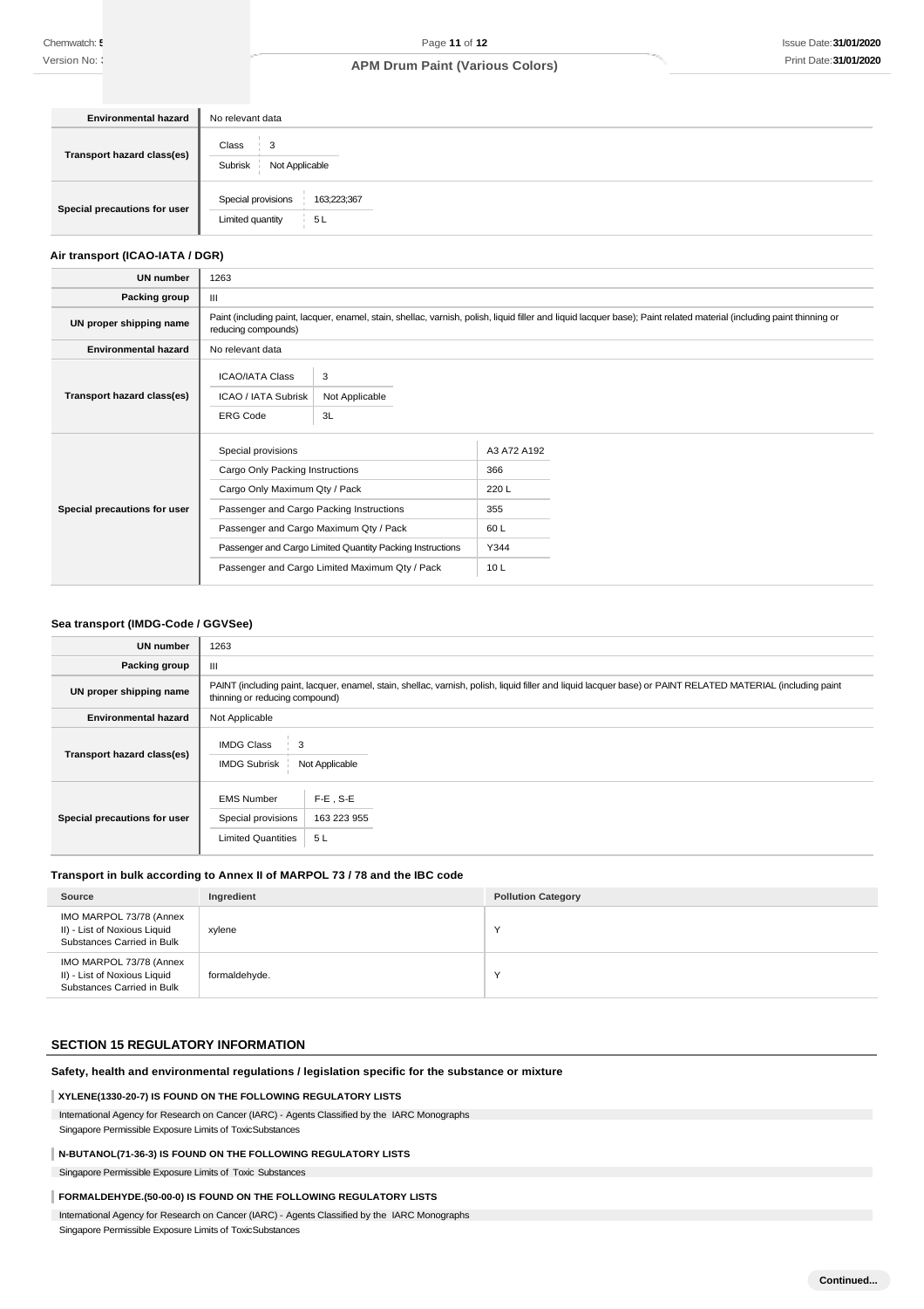| | |
|---|---|
| **Environmental hazard** | No relevant data |
| **Transport hazard class(es)** | Class: 3<br>Subrisk: Not Applicable |
| **Special precautions for user** | Special provisions: 163;223;367<br>Limited quantity: 5 L |

### Air transport (ICAO-IATA / DGR)

| | |
|---|---|
| **UN number** | 1263 |
| **Packing group** | III |
| **UN proper shipping name** | Paint (including paint, lacquer, enamel, stain, shellac, varnish, polish, liquid filler and liquid lacquer base); Paint related material (including paint thinning or reducing compounds) |
| **Environmental hazard** | No relevant data |
| **Transport hazard class(es)** | ICAO/IATA Class: 3<br>ICAO / IATA Subrisk: Not Applicable<br>ERG Code: 3L |
| **Special precautions for user** | Special provisions: A3 A72 A192<br>Cargo Only Packing Instructions: 366<br>Cargo Only Maximum Qty / Pack: 220 L<br>Passenger and Cargo Packing Instructions: 355<br>Passenger and Cargo Maximum Qty / Pack: 60 L<br>Passenger and Cargo Limited Quantity Packing Instructions: Y344<br>Passenger and Cargo Limited Maximum Qty / Pack: 10 L |

### Sea transport (IMDG-Code / GGVSee)

| | |
|---|---|
| **UN number** | 1263 |
| **Packing group** | III |
| **UN proper shipping name** | PAINT (including paint, lacquer, enamel, stain, shellac, varnish, polish, liquid filler and liquid lacquer base) or PAINT RELATED MATERIAL (including paint thinning or reducing compound) |
| **Environmental hazard** | Not Applicable |
| **Transport hazard class(es)** | IMDG Class: 3<br>IMDG Subrisk: Not Applicable |
| **Special precautions for user** | EMS Number: F-E , S-E<br>Special provisions: 163 223 955<br>Limited Quantities: 5 L |

### Transport in bulk according to Annex II of MARPOL 73 / 78 and the IBC code

| Source | Ingredient | Pollution Category |
|---|---|---|
| IMO MARPOL 73/78 (Annex II) - List of Noxious Liquid Substances Carried in Bulk | xylene | Y |
| IMO MARPOL 73/78 (Annex II) - List of Noxious Liquid Substances Carried in Bulk | formaldehyde. | Y |

## SECTION 15 REGULATORY INFORMATION

### Safety, health and environmental regulations / legislation specific for the substance or mixture

**XYLENE(1330-20-7) IS FOUND ON THE FOLLOWING REGULATORY LISTS**

International Agency for Research on Cancer (IARC) - Agents Classified by the IARC Monographs
Singapore Permissible Exposure Limits of ToxicSubstances

**N-BUTANOL(71-36-3) IS FOUND ON THE FOLLOWING REGULATORY LISTS**

Singapore Permissible Exposure Limits of Toxic Substances

**FORMALDEHYDE.(50-00-0) IS FOUND ON THE FOLLOWING REGULATORY LISTS**

International Agency for Research on Cancer (IARC) - Agents Classified by the IARC Monographs
Singapore Permissible Exposure Limits of ToxicSubstances

**Continued...**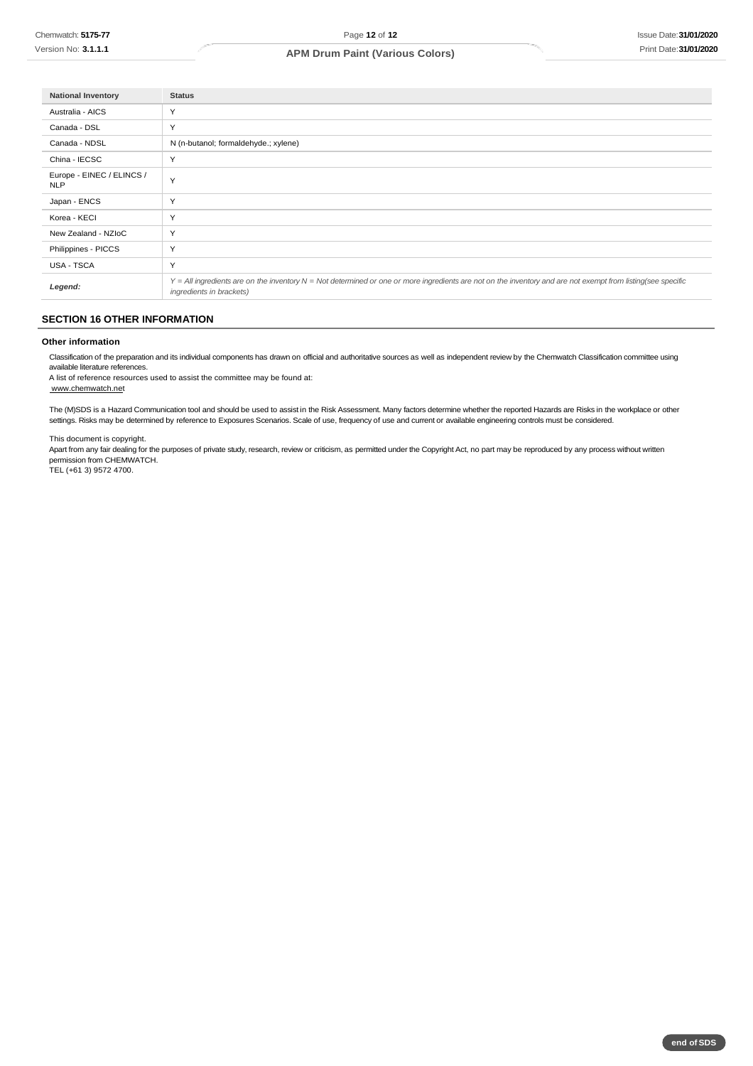| National Inventory | Status |
|---|---|
| Australia - AICS | Y |
| Canada - DSL | Y |
| Canada - NDSL | N (n-butanol; formaldehyde.; xylene) |
| China - IECSC | Y |
| Europe - EINEC / ELINCS / NLP | Y |
| Japan - ENCS | Y |
| Korea - KECI | Y |
| New Zealand - NZIoC | Y |
| Philippines - PICCS | Y |
| USA - TSCA | Y |
| ***Legend:*** | *Y = All ingredients are on the inventory N = Not determined or one or more ingredients are not on the inventory and are not exempt from listing(see specific ingredients in brackets)* |

## SECTION 16 OTHER INFORMATION

### Other information

Classification of the preparation and its individual components has drawn on official and authoritative sources as well as independent review by the Chemwatch Classification committee using available literature references.
A list of reference resources used to assist the committee may be found at:
www.chemwatch.net

The (M)SDS is a Hazard Communication tool and should be used to assist in the Risk Assessment. Many factors determine whether the reported Hazards are Risks in the workplace or other settings. Risks may be determined by reference to Exposures Scenarios. Scale of use, frequency of use and current or available engineering controls must be considered.

This document is copyright.
Apart from any fair dealing for the purposes of private study, research, review or criticism, as permitted under the Copyright Act, no part may be reproduced by any process without written permission from CHEMWATCH.
TEL (+61 3) 9572 4700.

**end of SDS**